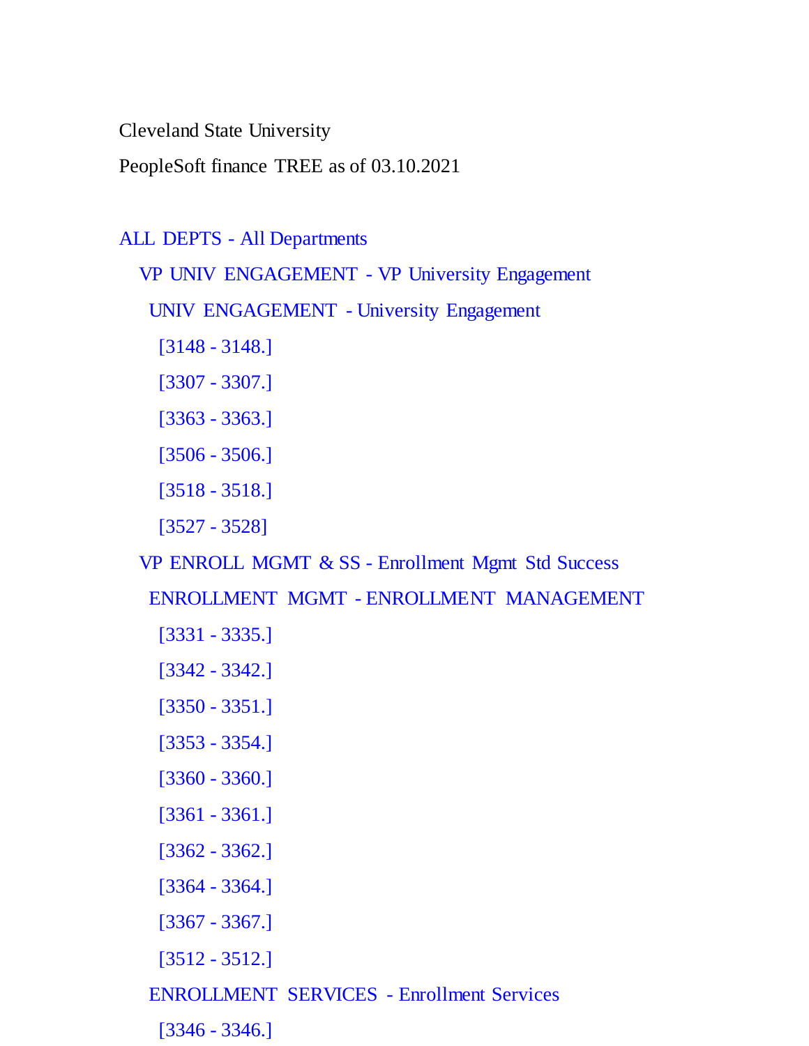Cleveland State University

PeopleSoft finance TREE as of 03.10.2021

- ALL DEPTS - All Departments
  - VP UNIV ENGAGEMENT - VP University Engagement
    - UNIV ENGAGEMENT - University Engagement
      - [3148 - 3148.]
      - [3307 - 3307.]
      - [3363 - 3363.]
      - [3506 - 3506.]
      - [3518 - 3518.]
      - [3527 - 3528]
  - VP ENROLL MGMT & SS - Enrollment Mgmt Std Success
    - ENROLLMENT MGMT - ENROLLMENT MANAGEMENT
      - [3331 - 3335.]
      - [3342 - 3342.]
      - [3350 - 3351.]
      - [3353 - 3354.]
      - [3360 - 3360.]
      - [3361 - 3361.]
      - [3362 - 3362.]
      - [3364 - 3364.]
      - [3367 - 3367.]
      - [3512 - 3512.]
    - ENROLLMENT SERVICES - Enrollment Services
      - [3346 - 3346.]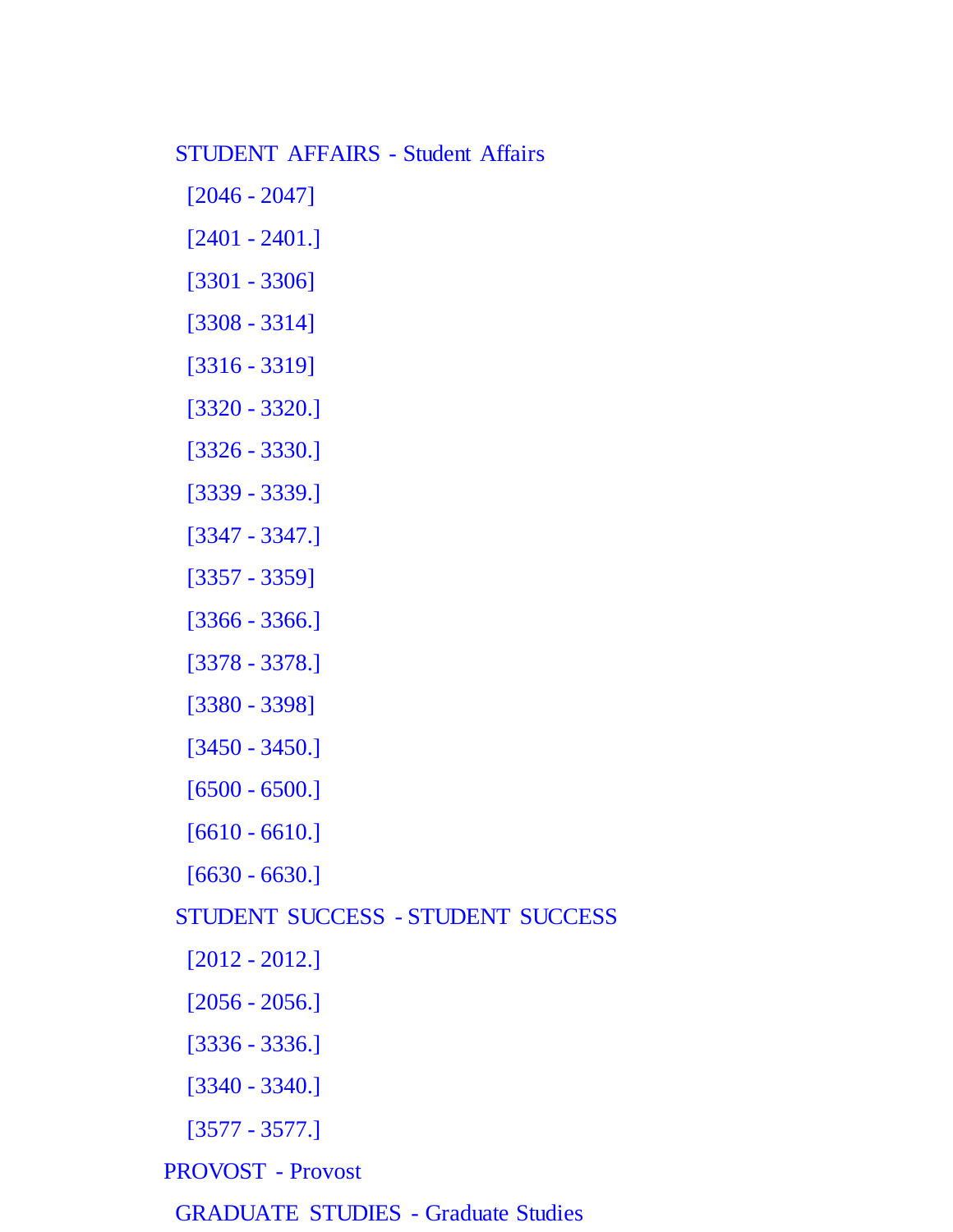- STUDENT AFFAIRS - Student Affairs
  - [2046 - 2047]
  - [2401 - 2401.]
  - [3301 - 3306]
  - [3308 - 3314]
  - [3316 - 3319]
  - [3320 - 3320.]
  - [3326 - 3330.]
  - [3339 - 3339.]
  - [3347 - 3347.]
  - [3357 - 3359]
  - [3366 - 3366.]
  - [3378 - 3378.]
  - [3380 - 3398]
  - [3450 - 3450.]
  - [6500 - 6500.]
  - [6610 - 6610.]
  - [6630 - 6630.]
- STUDENT SUCCESS - STUDENT SUCCESS
  - [2012 - 2012.]
  - [2056 - 2056.]
  - [3336 - 3336.]
  - [3340 - 3340.]
  - [3577 - 3577.]

PROVOST - Provost

- GRADUATE STUDIES - Graduate Studies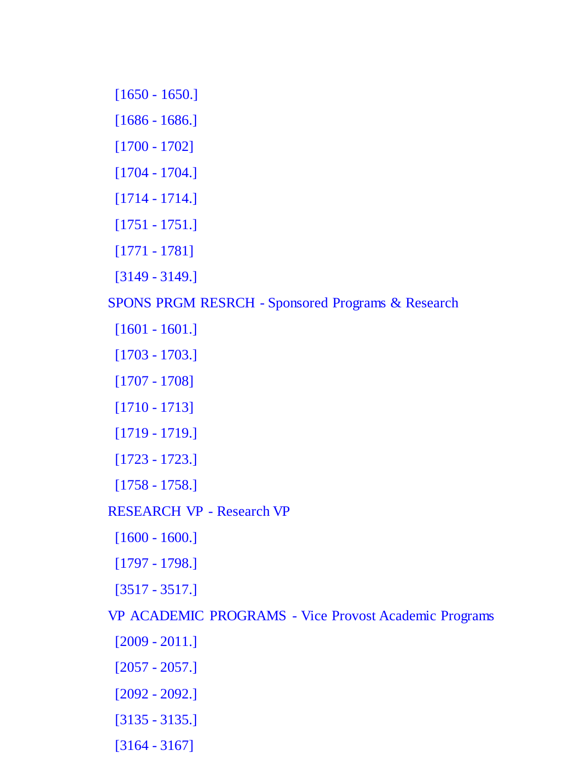[1650 - 1650.]

[1686 - 1686.]

[1700 - 1702]

[1704 - 1704.]

[1714 - 1714.]

[1751 - 1751.]

[1771 - 1781]

[3149 - 3149.]

SPONS PRGM RESRCH - Sponsored Programs & Research

[1601 - 1601.]

[1703 - 1703.]

[1707 - 1708]

[1710 - 1713]

[1719 - 1719.]

[1723 - 1723.]

[1758 - 1758.]

RESEARCH VP - Research VP

[1600 - 1600.]

[1797 - 1798.]

[3517 - 3517.]

VP ACADEMIC PROGRAMS - Vice Provost Academic Programs

[2009 - 2011.]

[2057 - 2057.]

[2092 - 2092.]

[3135 - 3135.]

[3164 - 3167]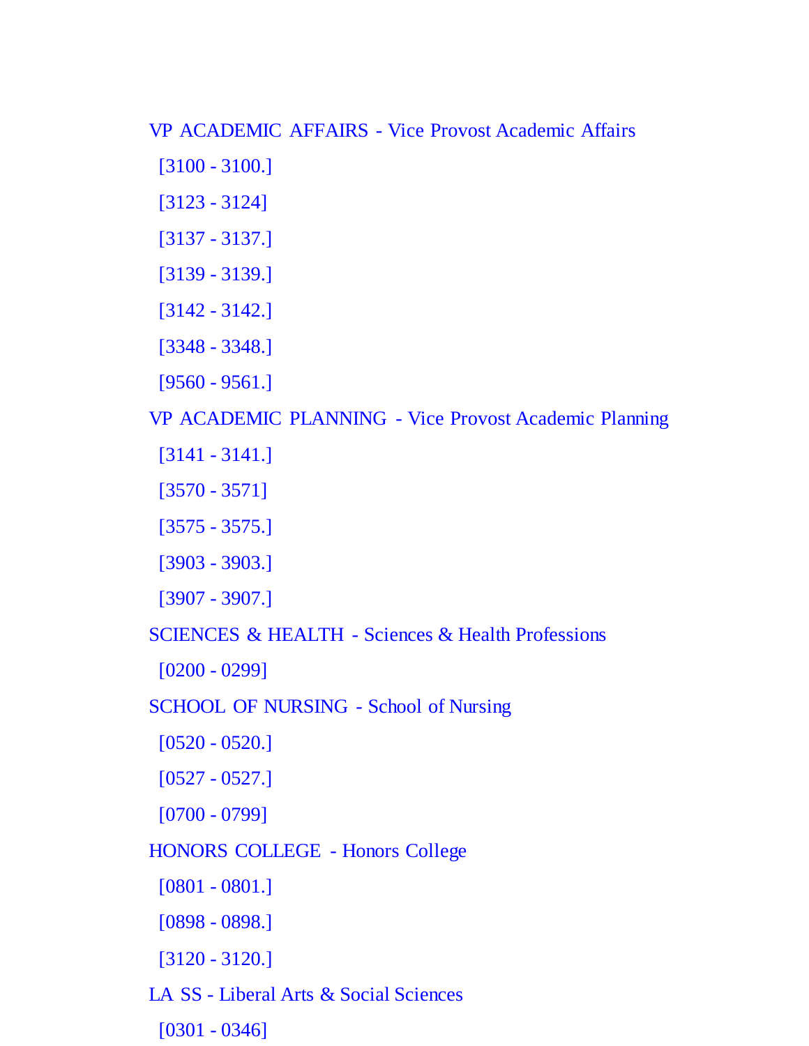VP ACADEMIC AFFAIRS - Vice Provost Academic Affairs

[3100 - 3100.]

[3123 - 3124]

[3137 - 3137.]

[3139 - 3139.]

[3142 - 3142.]

[3348 - 3348.]

[9560 - 9561.]

VP ACADEMIC PLANNING - Vice Provost Academic Planning

[3141 - 3141.]

[3570 - 3571]

[3575 - 3575.]

[3903 - 3903.]

[3907 - 3907.]

SCIENCES & HEALTH - Sciences & Health Professions

[0200 - 0299]

SCHOOL OF NURSING - School of Nursing

[0520 - 0520.]

[0527 - 0527.]

[0700 - 0799]

HONORS COLLEGE - Honors College

[0801 - 0801.]

[0898 - 0898.]

[3120 - 3120.]

LA SS - Liberal Arts & Social Sciences

[0301 - 0346]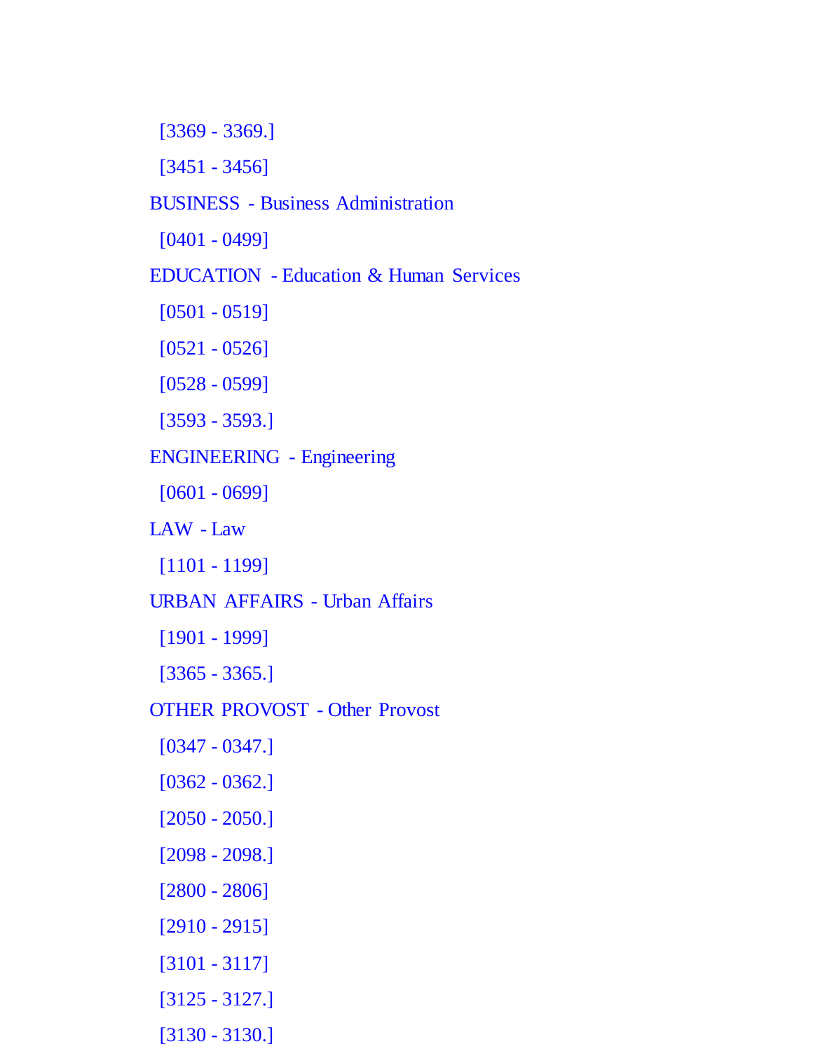[3369 - 3369.]

[3451 - 3456]

BUSINESS - Business Administration

[0401 - 0499]

EDUCATION - Education & Human Services

[0501 - 0519]

[0521 - 0526]

[0528 - 0599]

[3593 - 3593.]

ENGINEERING - Engineering

[0601 - 0699]

LAW - Law

[1101 - 1199]

URBAN AFFAIRS - Urban Affairs

[1901 - 1999]

[3365 - 3365.]

OTHER PROVOST - Other Provost

[0347 - 0347.]

[0362 - 0362.]

[2050 - 2050.]

[2098 - 2098.]

[2800 - 2806]

[2910 - 2915]

[3101 - 3117]

[3125 - 3127.]

[3130 - 3130.]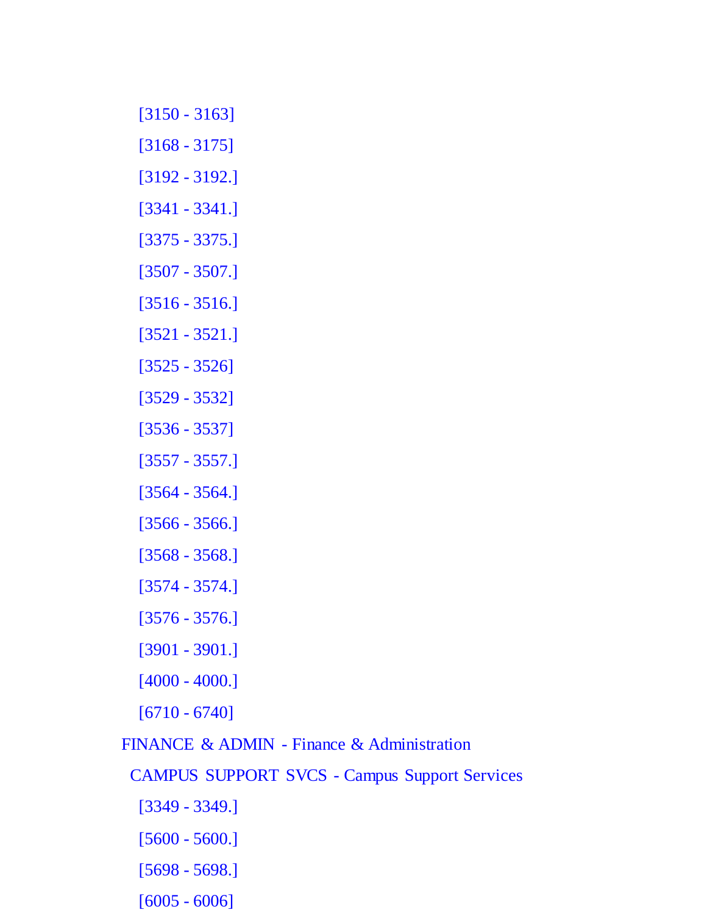[3150 - 3163]

[3168 - 3175]

[3192 - 3192.]

[3341 - 3341.]

[3375 - 3375.]

[3507 - 3507.]

[3516 - 3516.]

[3521 - 3521.]

[3525 - 3526]

[3529 - 3532]

[3536 - 3537]

[3557 - 3557.]

[3564 - 3564.]

[3566 - 3566.]

[3568 - 3568.]

[3574 - 3574.]

[3576 - 3576.]

[3901 - 3901.]

[4000 - 4000.]

[6710 - 6740]

FINANCE & ADMIN - Finance & Administration

CAMPUS SUPPORT SVCS - Campus Support Services

[3349 - 3349.]

[5600 - 5600.]

[5698 - 5698.]

[6005 - 6006]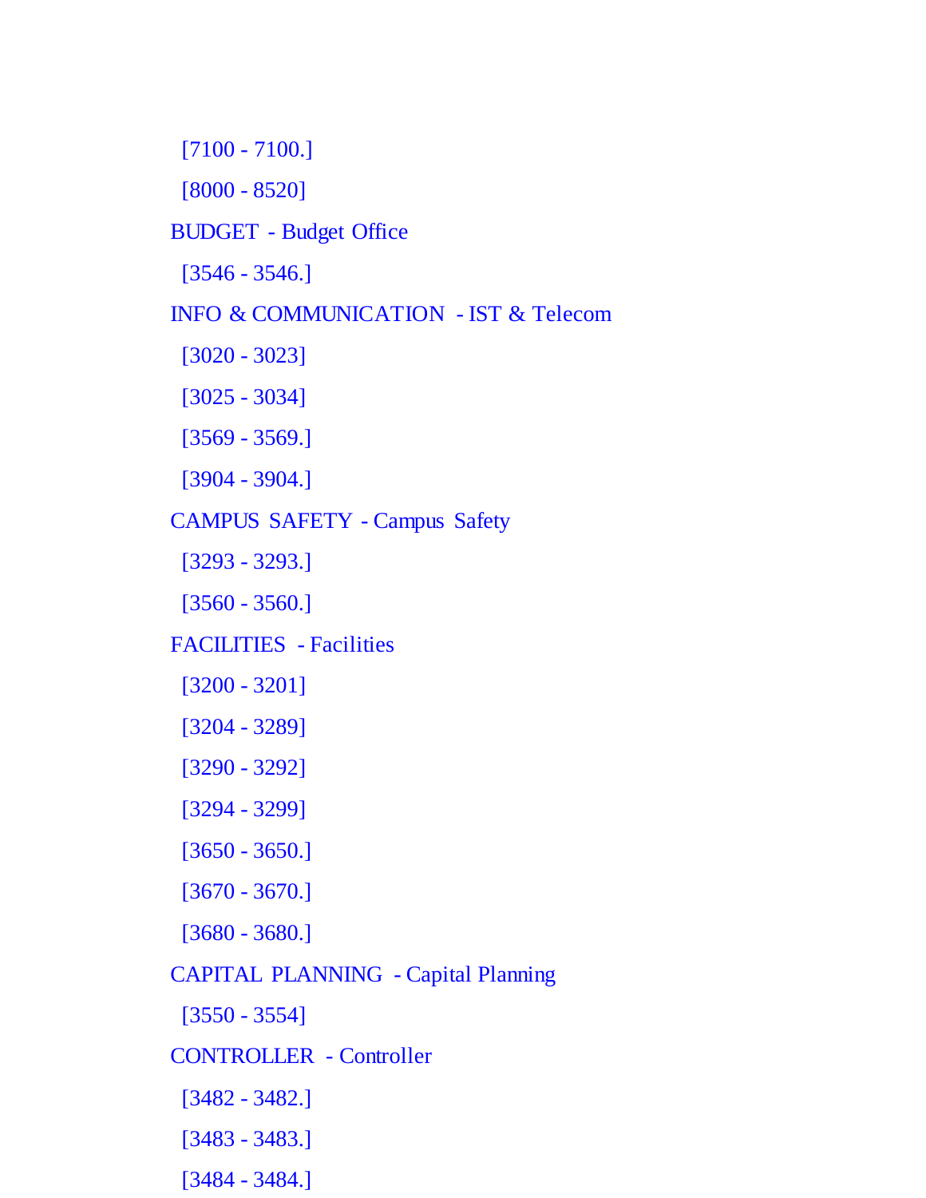[7100 - 7100.]

[8000 - 8520]

BUDGET - Budget Office

[3546 - 3546.]

INFO & COMMUNICATION - IST & Telecom

[3020 - 3023]

[3025 - 3034]

[3569 - 3569.]

[3904 - 3904.]

CAMPUS SAFETY - Campus Safety

[3293 - 3293.]

[3560 - 3560.]

FACILITIES - Facilities

[3200 - 3201]

[3204 - 3289]

[3290 - 3292]

[3294 - 3299]

[3650 - 3650.]

[3670 - 3670.]

[3680 - 3680.]

CAPITAL PLANNING - Capital Planning

[3550 - 3554]

CONTROLLER - Controller

[3482 - 3482.]

[3483 - 3483.]

[3484 - 3484.]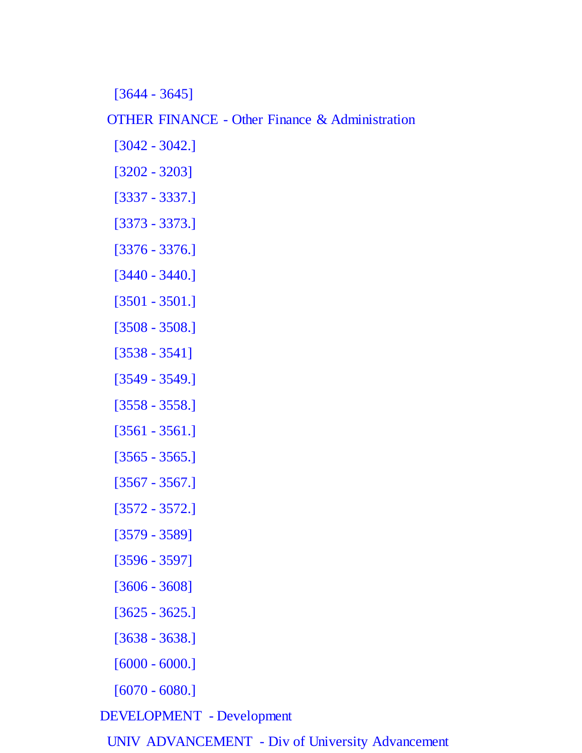[3644 - 3645]

OTHER FINANCE - Other Finance & Administration

[3042 - 3042.]

[3202 - 3203]

[3337 - 3337.]

[3373 - 3373.]

[3376 - 3376.]

[3440 - 3440.]

[3501 - 3501.]

[3508 - 3508.]

[3538 - 3541]

[3549 - 3549.]

[3558 - 3558.]

[3561 - 3561.]

[3565 - 3565.]

[3567 - 3567.]

[3572 - 3572.]

[3579 - 3589]

[3596 - 3597]

[3606 - 3608]

[3625 - 3625.]

[3638 - 3638.]

[6000 - 6000.]

[6070 - 6080.]

DEVELOPMENT - Development

UNIV ADVANCEMENT - Div of University Advancement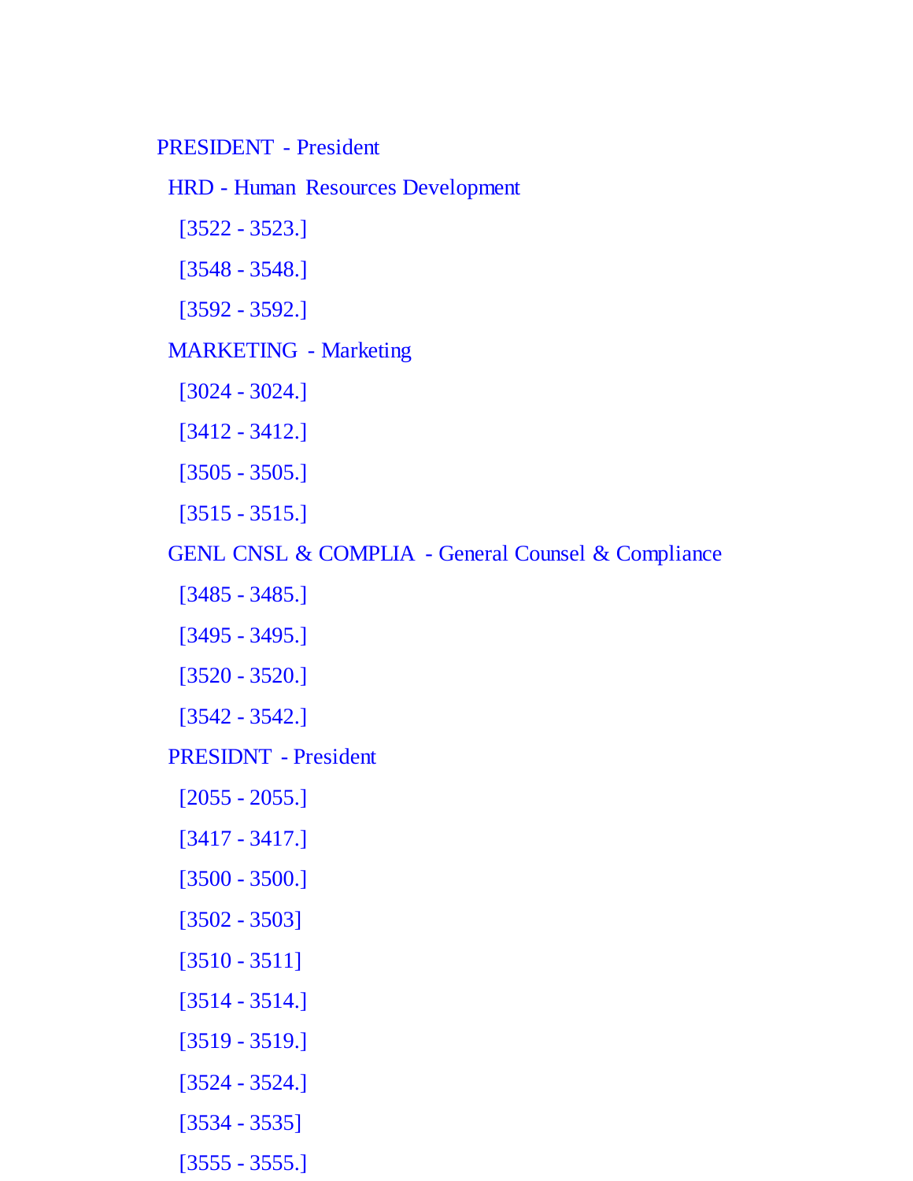PRESIDENT - President

- HRD - Human Resources Development
  - [3522 - 3523.]
  - [3548 - 3548.]
  - [3592 - 3592.]
- MARKETING - Marketing
  - [3024 - 3024.]
  - [3412 - 3412.]
  - [3505 - 3505.]
  - [3515 - 3515.]
- GENL CNSL & COMPLIA - General Counsel & Compliance
  - [3485 - 3485.]
  - [3495 - 3495.]
  - [3520 - 3520.]
  - [3542 - 3542.]
- PRESIDNT - President
  - [2055 - 2055.]
  - [3417 - 3417.]
  - [3500 - 3500.]
  - [3502 - 3503]
  - [3510 - 3511]
  - [3514 - 3514.]
  - [3519 - 3519.]
  - [3524 - 3524.]
  - [3534 - 3535]
  - [3555 - 3555.]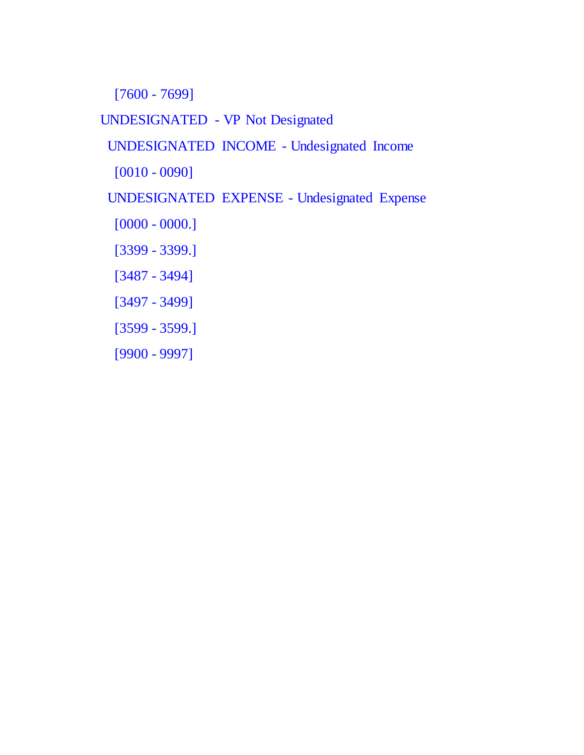[7600 - 7699]

UNDESIGNATED - VP Not Designated

UNDESIGNATED INCOME - Undesignated Income

[0010 - 0090]

UNDESIGNATED EXPENSE - Undesignated Expense

[0000 - 0000.]

[3399 - 3399.]

[3487 - 3494]

[3497 - 3499]

[3599 - 3599.]

[9900 - 9997]